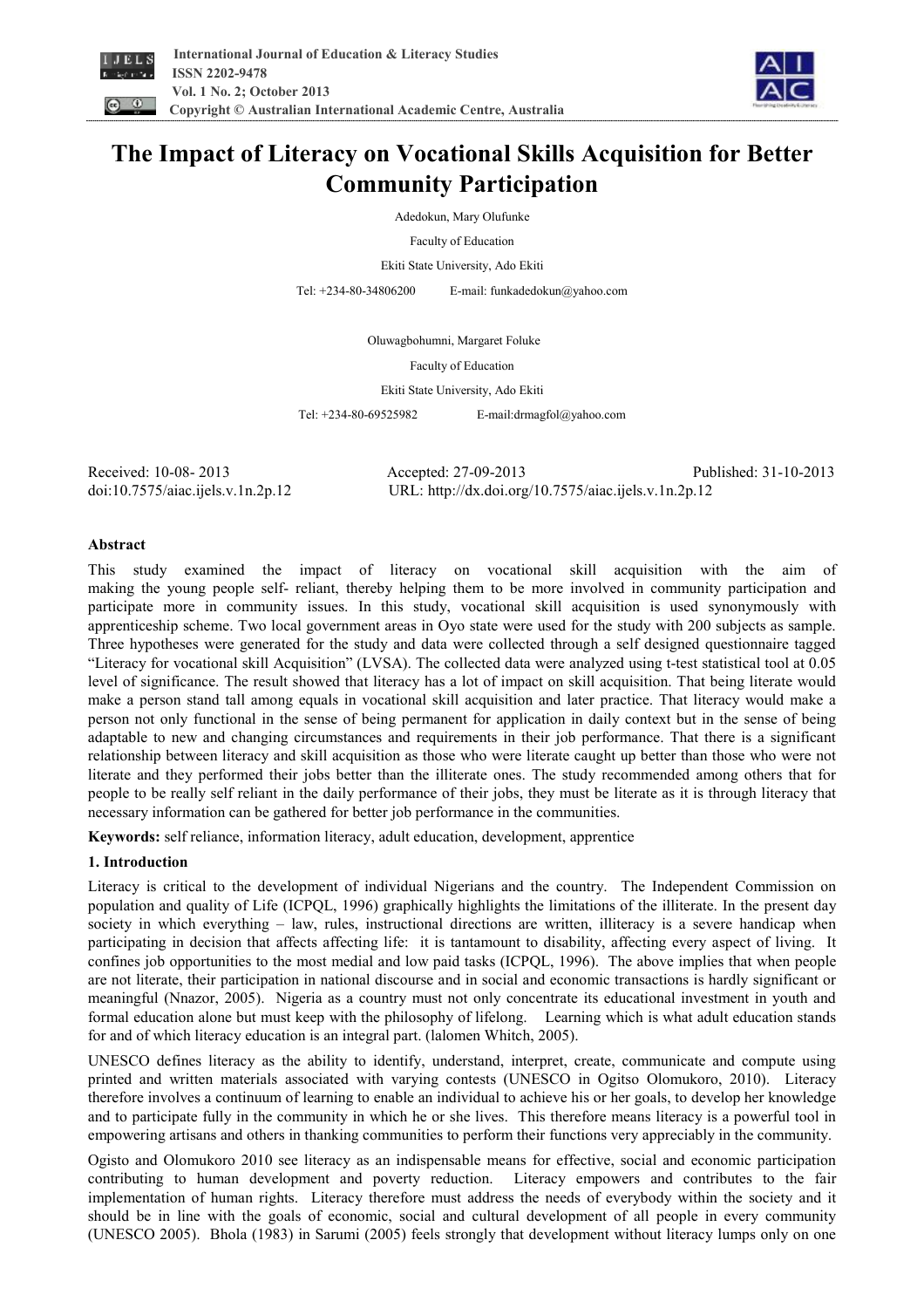# The Impact of Literacy on Vocational Skills Acquisition for Better Community Participation

Adedokun, Mary Olufunke

Faculty of Education

Ekiti State University, Ado Ekiti

Tel: +234-80-34806200 E-mail: funkadedokun@yahoo.com

Oluwagbohumni, Margaret Foluke

Faculty of Education

Ekiti State University, Ado Ekiti

Tel: +234-80-69525982 E-mail:drmagfol@yahoo.com

Received: 10-08- 2013 Accepted: 27-09-2013 Published: 31-10-2013

doi:10.7575/aiac.ijels.v.1n.2p.12 URL: http://dx.doi.org/10.7575/aiac.ijels.v.1n.2p.12

## Abstract

This study examined the impact of literacy on vocational skill acquisition with the aim of making the young people self- reliant, thereby helping them to be more involved in community participation and participate more in community issues. In this study, vocational skill acquisition is used synonymously with apprenticeship scheme. Two local government areas in Oyo state were used for the study with 200 subjects as sample. Three hypotheses were generated for the study and data were collected through a self designed questionnaire tagged "Literacy for vocational skill Acquisition" (LVSA). The collected data were analyzed using t-test statistical tool at 0.05 level of significance. The result showed that literacy has a lot of impact on skill acquisition. That being literate would make a person stand tall among equals in vocational skill acquisition and later practice. That literacy would make a person not only functional in the sense of being permanent for application in daily context but in the sense of being adaptable to new and changing circumstances and requirements in their job performance. That there is a significant relationship between literacy and skill acquisition as those who were literate caught up better than those who were not literate and they performed their jobs better than the illiterate ones. The study recommended among others that for people to be really self reliant in the daily performance of their jobs, they must be literate as it is through literacy that necessary information can be gathered for better job performance in the communities.

**Keywords:** self reliance, information literacy, adult education, development, apprentice

## 1. Introduction

Literacy is critical to the development of individual Nigerians and the country. The Independent Commission on population and quality of Life (ICPQL, 1996) graphically highlights the limitations of the illiterate. In the present day society in which everything – law, rules, instructional directions are written, illiteracy is a severe handicap when participating in decision that affects affecting life: it is tantamount to disability, affecting every aspect of living. It confines job opportunities to the most medial and low paid tasks (ICPQL, 1996). The above implies that when people are not literate, their participation in national discourse and in social and economic transactions is hardly significant or meaningful (Nnazor, 2005). Nigeria as a country must not only concentrate its educational investment in youth and formal education alone but must keep with the philosophy of lifelong. Learning which is what adult education stands for and of which literacy education is an integral part. (lalomen Whitch, 2005).

UNESCO defines literacy as the ability to identify, understand, interpret, create, communicate and compute using printed and written materials associated with varying contests (UNESCO in Ogitso Olomukoro, 2010). Literacy therefore involves a continuum of learning to enable an individual to achieve his or her goals, to develop her knowledge and to participate fully in the community in which he or she lives. This therefore means literacy is a powerful tool in empowering artisans and others in thanking communities to perform their functions very appreciably in the community.

Ogisto and Olomukoro 2010 see literacy as an indispensable means for effective, social and economic participation contributing to human development and poverty reduction. Literacy empowers and contributes to the fair implementation of human rights. Literacy therefore must address the needs of everybody within the society and it should be in line with the goals of economic, social and cultural development of all people in every community (UNESCO 2005). Bhola (1983) in Sarumi (2005) feels strongly that development without literacy lumps only on one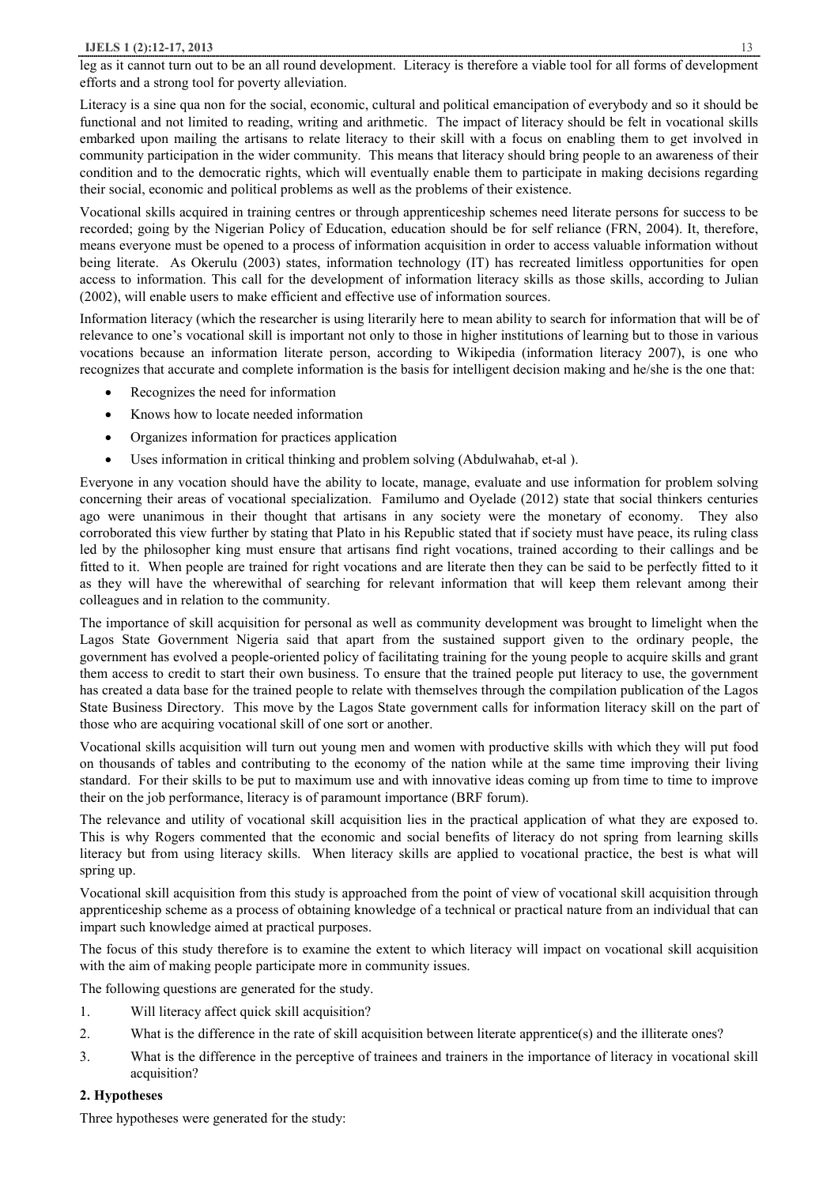leg as it cannot turn out to be an all round development. Literacy is therefore a viable tool for all forms of development efforts and a strong tool for poverty alleviation.

Literacy is a sine qua non for the social, economic, cultural and political emancipation of everybody and so it should be functional and not limited to reading, writing and arithmetic. The impact of literacy should be felt in vocational skills embarked upon mailing the artisans to relate literacy to their skill with a focus on enabling them to get involved in community participation in the wider community. This means that literacy should bring people to an awareness of their condition and to the democratic rights, which will eventually enable them to participate in making decisions regarding their social, economic and political problems as well as the problems of their existence.

Vocational skills acquired in training centres or through apprenticeship schemes need literate persons for success to be recorded; going by the Nigerian Policy of Education, education should be for self reliance (FRN, 2004). It, therefore, means everyone must be opened to a process of information acquisition in order to access valuable information without being literate. As Okerulu (2003) states, information technology (IT) has recreated limitless opportunities for open access to information. This call for the development of information literacy skills as those skills, according to Julian (2002), will enable users to make efficient and effective use of information sources.

Information literacy (which the researcher is using literarily here to mean ability to search for information that will be of relevance to one's vocational skill is important not only to those in higher institutions of learning but to those in various vocations because an information literate person, according to Wikipedia (information literacy 2007), is one who recognizes that accurate and complete information is the basis for intelligent decision making and he/she is the one that:

- Recognizes the need for information
- Knows how to locate needed information
- Organizes information for practices application
- Uses information in critical thinking and problem solving (Abdulwahab, et-al ).

Everyone in any vocation should have the ability to locate, manage, evaluate and use information for problem solving concerning their areas of vocational specialization. Familumo and Oyelade (2012) state that social thinkers centuries ago were unanimous in their thought that artisans in any society were the monetary of economy. They also corroborated this view further by stating that Plato in his Republic stated that if society must have peace, its ruling class led by the philosopher king must ensure that artisans find right vocations, trained according to their callings and be fitted to it. When people are trained for right vocations and are literate then they can be said to be perfectly fitted to it as they will have the wherewithal of searching for relevant information that will keep them relevant among their colleagues and in relation to the community.

The importance of skill acquisition for personal as well as community development was brought to limelight when the Lagos State Government Nigeria said that apart from the sustained support given to the ordinary people, the government has evolved a people-oriented policy of facilitating training for the young people to acquire skills and grant them access to credit to start their own business. To ensure that the trained people put literacy to use, the government has created a data base for the trained people to relate with themselves through the compilation publication of the Lagos State Business Directory. This move by the Lagos State government calls for information literacy skill on the part of those who are acquiring vocational skill of one sort or another.

Vocational skills acquisition will turn out young men and women with productive skills with which they will put food on thousands of tables and contributing to the economy of the nation while at the same time improving their living standard. For their skills to be put to maximum use and with innovative ideas coming up from time to time to improve their on the job performance, literacy is of paramount importance (BRF forum).

The relevance and utility of vocational skill acquisition lies in the practical application of what they are exposed to. This is why Rogers commented that the economic and social benefits of literacy do not spring from learning skills literacy but from using literacy skills. When literacy skills are applied to vocational practice, the best is what will spring up.

Vocational skill acquisition from this study is approached from the point of view of vocational skill acquisition through apprenticeship scheme as a process of obtaining knowledge of a technical or practical nature from an individual that can impart such knowledge aimed at practical purposes.

The focus of this study therefore is to examine the extent to which literacy will impact on vocational skill acquisition with the aim of making people participate more in community issues.

The following questions are generated for the study.

1. Will literacy affect quick skill acquisition?
2. What is the difference in the rate of skill acquisition between literate apprentice(s) and the illiterate ones?
3. What is the difference in the perceptive of trainees and trainers in the importance of literacy in vocational skill acquisition?

## 2. Hypotheses

Three hypotheses were generated for the study: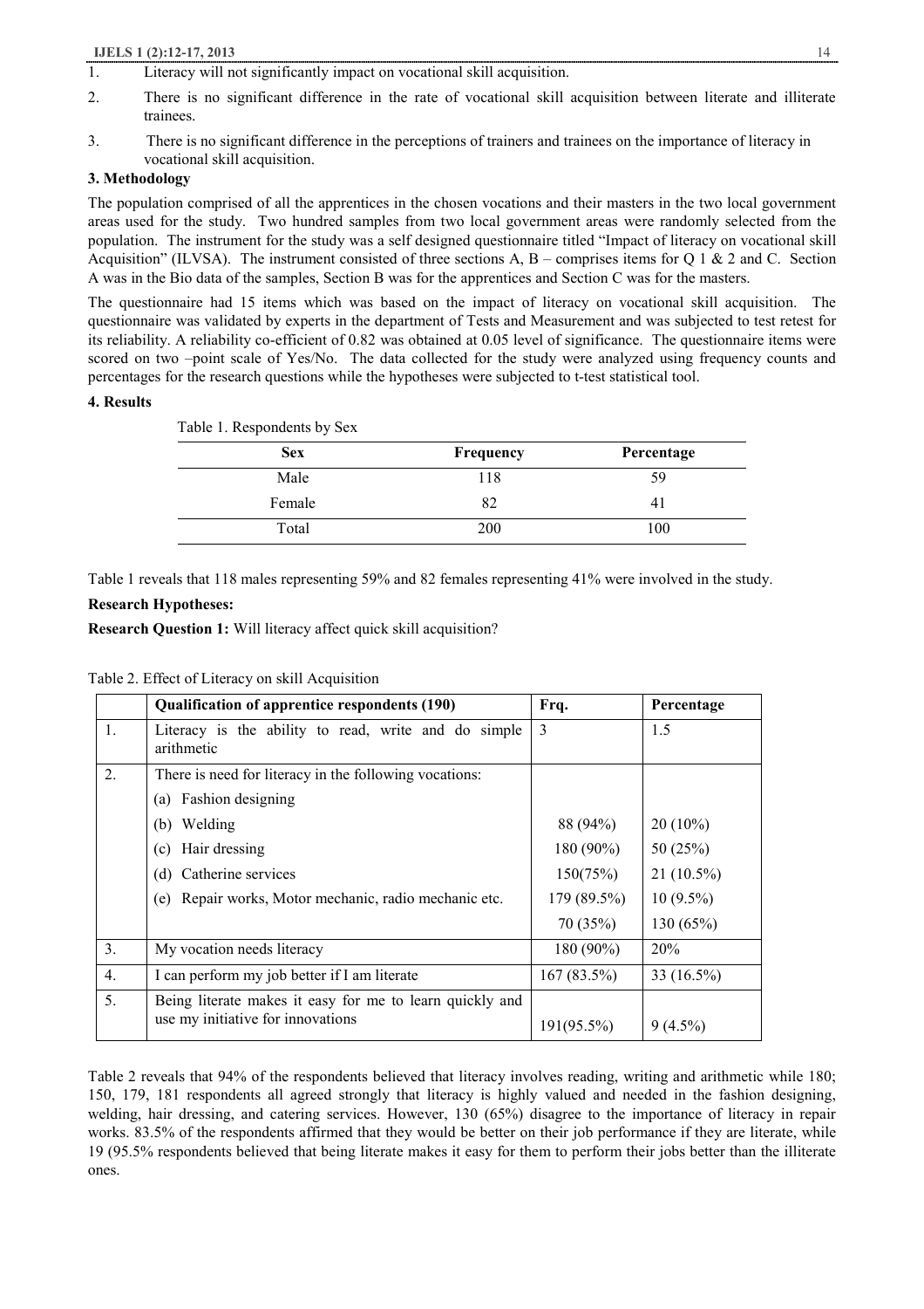1. Literacy will not significantly impact on vocational skill acquisition.
2. There is no significant difference in the rate of vocational skill acquisition between literate and illiterate trainees.
3. There is no significant difference in the perceptions of trainers and trainees on the importance of literacy in vocational skill acquisition.

## 3. Methodology

The population comprised of all the apprentices in the chosen vocations and their masters in the two local government areas used for the study. Two hundred samples from two local government areas were randomly selected from the population. The instrument for the study was a self designed questionnaire titled "Impact of literacy on vocational skill Acquisition" (ILVSA). The instrument consisted of three sections A, B – comprises items for Q 1 & 2 and C. Section A was in the Bio data of the samples, Section B was for the apprentices and Section C was for the masters.

The questionnaire had 15 items which was based on the impact of literacy on vocational skill acquisition. The questionnaire was validated by experts in the department of Tests and Measurement and was subjected to test retest for its reliability. A reliability co-efficient of 0.82 was obtained at 0.05 level of significance. The questionnaire items were scored on two –point scale of Yes/No. The data collected for the study were analyzed using frequency counts and percentages for the research questions while the hypotheses were subjected to t-test statistical tool.

## 4. Results

Table 1. Respondents by Sex

| Sex | Frequency | Percentage |
|---|---|---|
| Male | 118 | 59 |
| Female | 82 | 41 |
| Total | 200 | 100 |

Table 1 reveals that 118 males representing 59% and 82 females representing 41% were involved in the study.

**Research Hypotheses:**

**Research Question 1:** Will literacy affect quick skill acquisition?

Table 2. Effect of Literacy on skill Acquisition

| | Qualification of apprentice respondents (190) | Frq. | Percentage |
|---|---|---|---|
| 1. | Literacy is the ability to read, write and do simple arithmetic | 3 | 1.5 |
| 2. | There is need for literacy in the following vocations: | | |
| | (a) Fashion designing | | |
| | (b) Welding | 88 (94%) | 20 (10%) |
| | (c) Hair dressing | 180 (90%) | 50 (25%) |
| | (d) Catherine services | 150(75%) | 21 (10.5%) |
| | (e) Repair works, Motor mechanic, radio mechanic etc. | 179 (89.5%) | 10 (9.5%) |
| | | 70 (35%) | 130 (65%) |
| 3. | My vocation needs literacy | 180 (90%) | 20% |
| 4. | I can perform my job better if I am literate | 167 (83.5%) | 33 (16.5%) |
| 5. | Being literate makes it easy for me to learn quickly and use my initiative for innovations | 191(95.5%) | 9 (4.5%) |

Table 2 reveals that 94% of the respondents believed that literacy involves reading, writing and arithmetic while 180; 150, 179, 181 respondents all agreed strongly that literacy is highly valued and needed in the fashion designing, welding, hair dressing, and catering services. However, 130 (65%) disagree to the importance of literacy in repair works. 83.5% of the respondents affirmed that they would be better on their job performance if they are literate, while 19 (95.5% respondents believed that being literate makes it easy for them to perform their jobs better than the illiterate ones.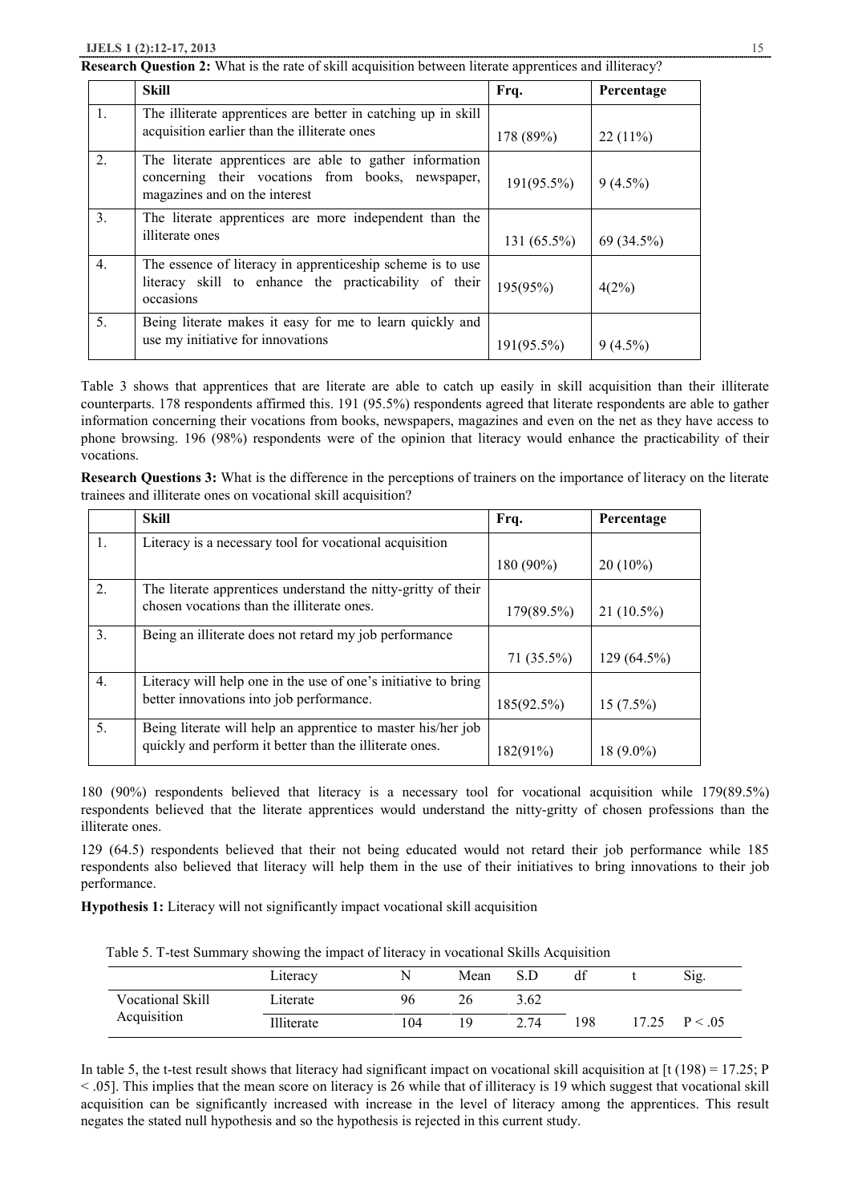**Research Question 2:** What is the rate of skill acquisition between literate apprentices and illiteracy?

| | Skill | Frq. | Percentage |
|---|---|---|---|
| 1. | The illiterate apprentices are better in catching up in skill acquisition earlier than the illiterate ones | 178 (89%) | 22 (11%) |
| 2. | The literate apprentices are able to gather information concerning their vocations from books, newspaper, magazines and on the interest | 191(95.5%) | 9 (4.5%) |
| 3. | The literate apprentices are more independent than the illiterate ones | 131 (65.5%) | 69 (34.5%) |
| 4. | The essence of literacy in apprenticeship scheme is to use literacy skill to enhance the practicability of their occasions | 195(95%) | 4(2%) |
| 5. | Being literate makes it easy for me to learn quickly and use my initiative for innovations | 191(95.5%) | 9 (4.5%) |

Table 3 shows that apprentices that are literate are able to catch up easily in skill acquisition than their illiterate counterparts. 178 respondents affirmed this. 191 (95.5%) respondents agreed that literate respondents are able to gather information concerning their vocations from books, newspapers, magazines and even on the net as they have access to phone browsing. 196 (98%) respondents were of the opinion that literacy would enhance the practicability of their vocations.

**Research Questions 3:** What is the difference in the perceptions of trainers on the importance of literacy on the literate trainees and illiterate ones on vocational skill acquisition?

| | Skill | Frq. | Percentage |
|---|---|---|---|
| 1. | Literacy is a necessary tool for vocational acquisition | 180 (90%) | 20 (10%) |
| 2. | The literate apprentices understand the nitty-gritty of their chosen vocations than the illiterate ones. | 179(89.5%) | 21 (10.5%) |
| 3. | Being an illiterate does not retard my job performance | 71 (35.5%) | 129 (64.5%) |
| 4. | Literacy will help one in the use of one's initiative to bring better innovations into job performance. | 185(92.5%) | 15 (7.5%) |
| 5. | Being literate will help an apprentice to master his/her job quickly and perform it better than the illiterate ones. | 182(91%) | 18 (9.0%) |

180 (90%) respondents believed that literacy is a necessary tool for vocational acquisition while 179(89.5%) respondents believed that the literate apprentices would understand the nitty-gritty of chosen professions than the illiterate ones.

129 (64.5) respondents believed that their not being educated would not retard their job performance while 185 respondents also believed that literacy will help them in the use of their initiatives to bring innovations to their job performance.

**Hypothesis 1:** Literacy will not significantly impact vocational skill acquisition

Table 5. T-test Summary showing the impact of literacy in vocational Skills Acquisition

| | Literacy | N | Mean | S.D | df | t | Sig. |
|---|---|---|---|---|---|---|---|
| Vocational Skill Acquisition | Literate | 96 | 26 | 3.62 | | | |
| | Illiterate | 104 | 19 | 2.74 | 198 | 17.25 | $P < .05$ |

In table 5, the t-test result shows that literacy had significant impact on vocational skill acquisition at [$t (198) = 17.25$; $P < .05$]. This implies that the mean score on literacy is 26 while that of illiteracy is 19 which suggest that vocational skill acquisition can be significantly increased with increase in the level of literacy among the apprentices. This result negates the stated null hypothesis and so the hypothesis is rejected in this current study.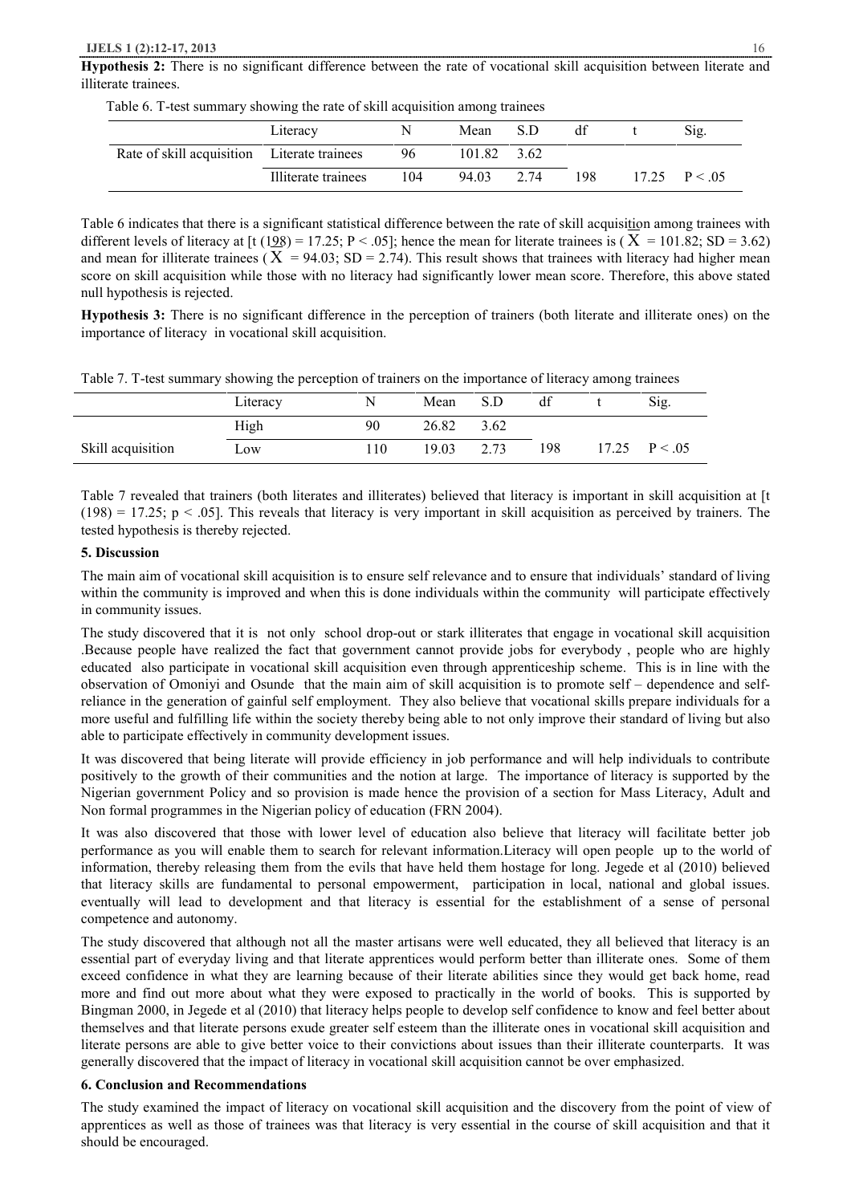**Hypothesis 2:** There is no significant difference between the rate of vocational skill acquisition between literate and illiterate trainees.

Table 6. T-test summary showing the rate of skill acquisition among trainees

| | Literacy | N | Mean | S.D | df | t | Sig. |
|---|---|---|---|---|---|---|---|
| Rate of skill acquisition | Literate trainees | 96 | 101.82 | 3.62 | | | |
| | Illiterate trainees | 104 | 94.03 | 2.74 | 198 | 17.25 | $P < .05$ |

Table 6 indicates that there is a significant statistical difference between the rate of skill acquisition among trainees with different levels of literacy at [t (198) = 17.25; P < .05]; hence the mean for literate trainees is ( $\bar{X}$ = 101.82; SD = 3.62) and mean for illiterate trainees ( $\bar{X}$ = 94.03; SD = 2.74). This result shows that trainees with literacy had higher mean score on skill acquisition while those with no literacy had significantly lower mean score. Therefore, this above stated null hypothesis is rejected.

**Hypothesis 3:** There is no significant difference in the perception of trainers (both literate and illiterate ones) on the importance of literacy in vocational skill acquisition.

Table 7. T-test summary showing the perception of trainers on the importance of literacy among trainees

| | Literacy | N | Mean | S.D | df | t | Sig. |
|---|---|---|---|---|---|---|---|
| | High | 90 | 26.82 | 3.62 | | | |
| Skill acquisition | Low | 110 | 19.03 | 2.73 | 198 | 17.25 | $P < .05$ |

Table 7 revealed that trainers (both literates and illiterates) believed that literacy is important in skill acquisition at [t (198) = 17.25; p < .05]. This reveals that literacy is very important in skill acquisition as perceived by trainers. The tested hypothesis is thereby rejected.

## 5. Discussion

The main aim of vocational skill acquisition is to ensure self relevance and to ensure that individuals' standard of living within the community is improved and when this is done individuals within the community will participate effectively in community issues.

The study discovered that it is not only school drop-out or stark illiterates that engage in vocational skill acquisition .Because people have realized the fact that government cannot provide jobs for everybody , people who are highly educated also participate in vocational skill acquisition even through apprenticeship scheme. This is in line with the observation of Omoniyi and Osunde that the main aim of skill acquisition is to promote self – dependence and self-reliance in the generation of gainful self employment. They also believe that vocational skills prepare individuals for a more useful and fulfilling life within the society thereby being able to not only improve their standard of living but also able to participate effectively in community development issues.

It was discovered that being literate will provide efficiency in job performance and will help individuals to contribute positively to the growth of their communities and the notion at large. The importance of literacy is supported by the Nigerian government Policy and so provision is made hence the provision of a section for Mass Literacy, Adult and Non formal programmes in the Nigerian policy of education (FRN 2004).

It was also discovered that those with lower level of education also believe that literacy will facilitate better job performance as you will enable them to search for relevant information.Literacy will open people up to the world of information, thereby releasing them from the evils that have held them hostage for long. Jegede et al (2010) believed that literacy skills are fundamental to personal empowerment, participation in local, national and global issues. eventually will lead to development and that literacy is essential for the establishment of a sense of personal competence and autonomy.

The study discovered that although not all the master artisans were well educated, they all believed that literacy is an essential part of everyday living and that literate apprentices would perform better than illiterate ones. Some of them exceed confidence in what they are learning because of their literate abilities since they would get back home, read more and find out more about what they were exposed to practically in the world of books. This is supported by Bingman 2000, in Jegede et al (2010) that literacy helps people to develop self confidence to know and feel better about themselves and that literate persons exude greater self esteem than the illiterate ones in vocational skill acquisition and literate persons are able to give better voice to their convictions about issues than their illiterate counterparts. It was generally discovered that the impact of literacy in vocational skill acquisition cannot be over emphasized.

## 6. Conclusion and Recommendations

The study examined the impact of literacy on vocational skill acquisition and the discovery from the point of view of apprentices as well as those of trainees was that literacy is very essential in the course of skill acquisition and that it should be encouraged.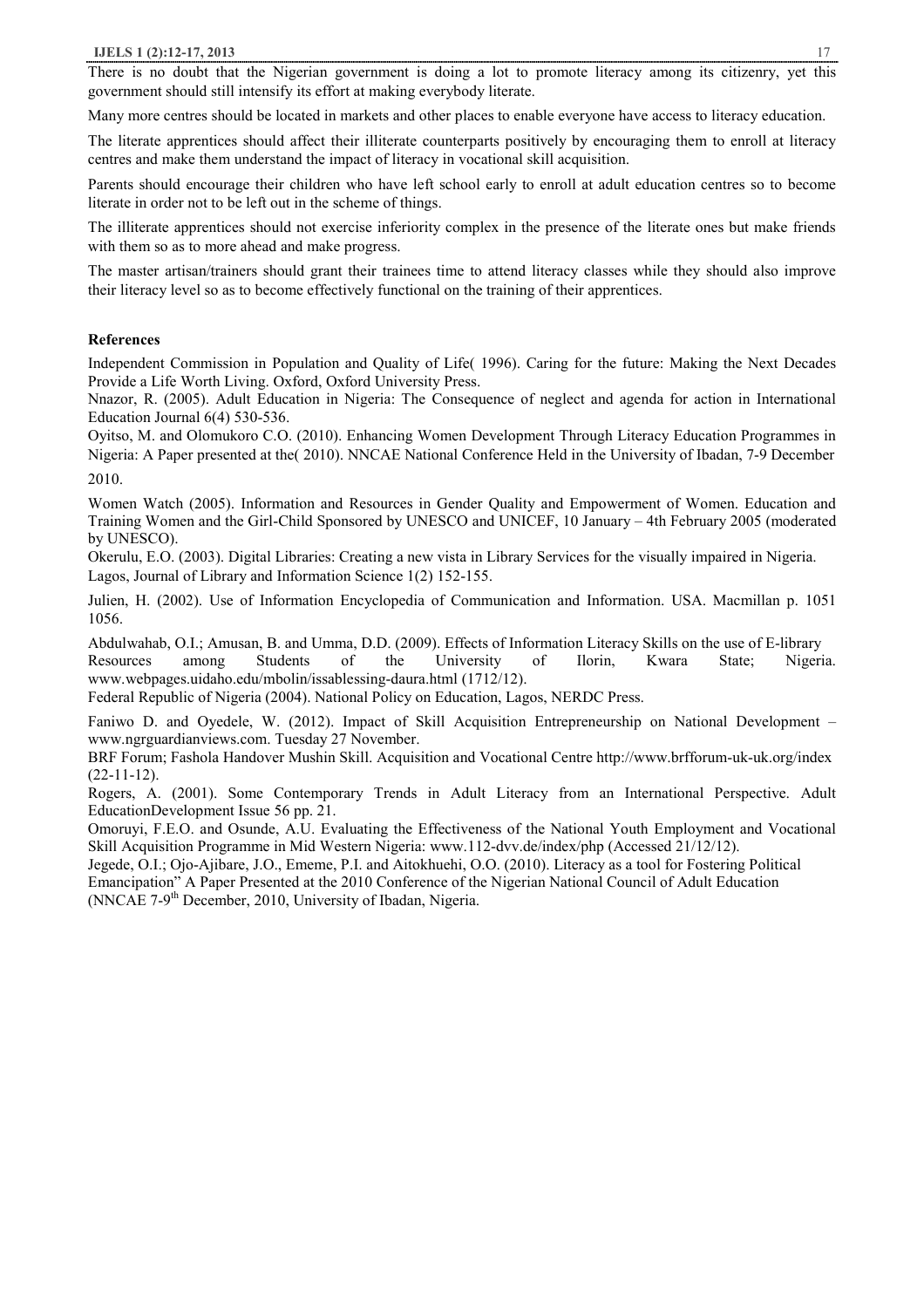There is no doubt that the Nigerian government is doing a lot to promote literacy among its citizenry, yet this government should still intensify its effort at making everybody literate.

Many more centres should be located in markets and other places to enable everyone have access to literacy education.

The literate apprentices should affect their illiterate counterparts positively by encouraging them to enroll at literacy centres and make them understand the impact of literacy in vocational skill acquisition.

Parents should encourage their children who have left school early to enroll at adult education centres so to become literate in order not to be left out in the scheme of things.

The illiterate apprentices should not exercise inferiority complex in the presence of the literate ones but make friends with them so as to more ahead and make progress.

The master artisan/trainers should grant their trainees time to attend literacy classes while they should also improve their literacy level so as to become effectively functional on the training of their apprentices.

## References

Independent Commission in Population and Quality of Life( 1996). Caring for the future: Making the Next Decades Provide a Life Worth Living. Oxford, Oxford University Press.

Nnazor, R. (2005). Adult Education in Nigeria: The Consequence of neglect and agenda for action in International Education Journal 6(4) 530-536.

Oyitso, M. and Olomukoro C.O. (2010). Enhancing Women Development Through Literacy Education Programmes in Nigeria: A Paper presented at the( 2010). NNCAE National Conference Held in the University of Ibadan, 7-9 December 2010.

Women Watch (2005). Information and Resources in Gender Quality and Empowerment of Women. Education and Training Women and the Girl-Child Sponsored by UNESCO and UNICEF, 10 January – 4th February 2005 (moderated by UNESCO).

Okerulu, E.O. (2003). Digital Libraries: Creating a new vista in Library Services for the visually impaired in Nigeria. Lagos, Journal of Library and Information Science 1(2) 152-155.

Julien, H. (2002). Use of Information Encyclopedia of Communication and Information. USA. Macmillan p. 1051 1056.

Abdulwahab, O.I.; Amusan, B. and Umma, D.D. (2009). Effects of Information Literacy Skills on the use of E-library Resources among Students of the University of Ilorin, Kwara State; Nigeria. www.webpages.uidaho.edu/mbolin/issablessing-daura.html (1712/12).

Federal Republic of Nigeria (2004). National Policy on Education, Lagos, NERDC Press.

Faniwo D. and Oyedele, W. (2012). Impact of Skill Acquisition Entrepreneurship on National Development – www.ngrguardianviews.com. Tuesday 27 November.

BRF Forum; Fashola Handover Mushin Skill. Acquisition and Vocational Centre http://www.brfforum-uk-uk.org/index (22-11-12).

Rogers, A. (2001). Some Contemporary Trends in Adult Literacy from an International Perspective. Adult EducationDevelopment Issue 56 pp. 21.

Omoruyi, F.E.O. and Osunde, A.U. Evaluating the Effectiveness of the National Youth Employment and Vocational Skill Acquisition Programme in Mid Western Nigeria: www.112-dvv.de/index/php (Accessed 21/12/12).

Jegede, O.I.; Ojo-Ajibare, J.O., Ememe, P.I. and Aitokhuehi, O.O. (2010). Literacy as a tool for Fostering Political Emancipation" A Paper Presented at the 2010 Conference of the Nigerian National Council of Adult Education (NNCAE 7-9th December, 2010, University of Ibadan, Nigeria.